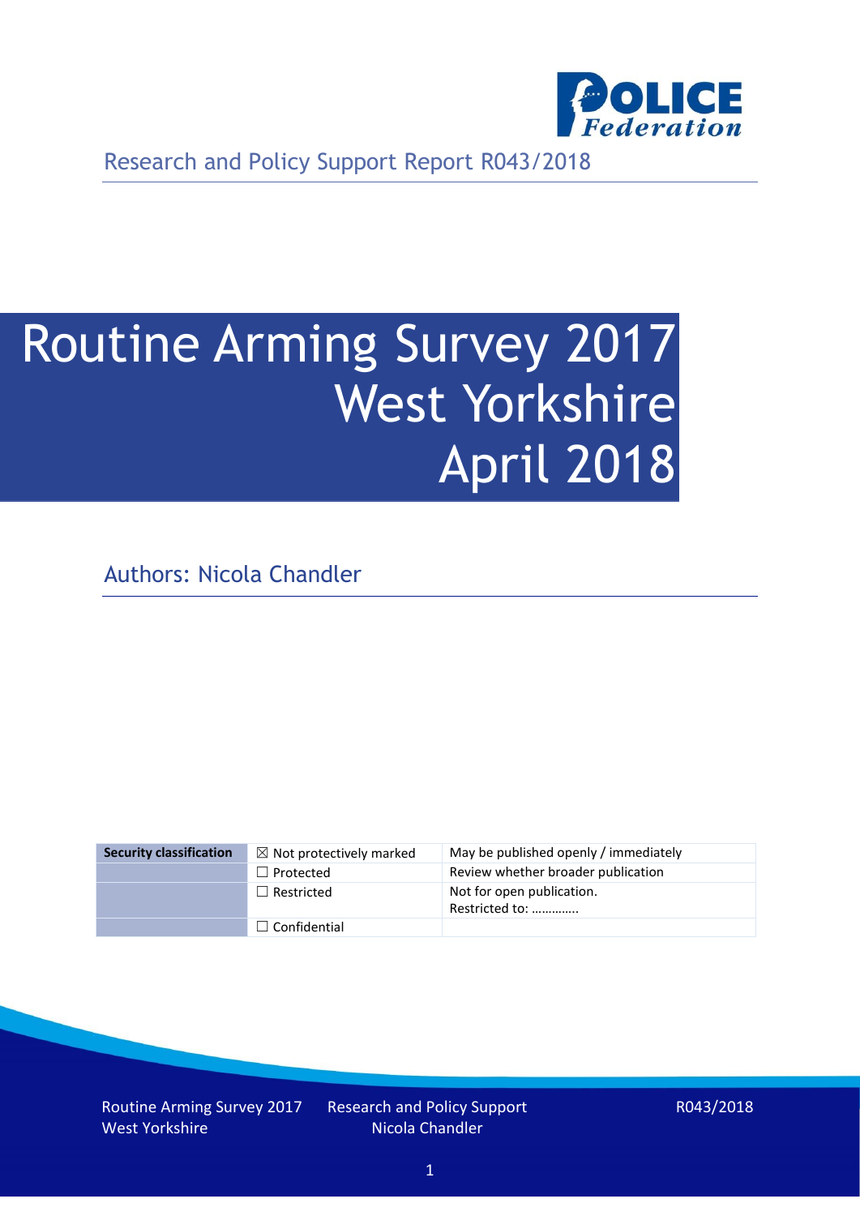Research and Policy Support Report R043/2018

# Routine Arming Survey 2017 West Yorkshire April 2018

Authors: Nicola Chandler

| Security classification | ☒ Not protectively marked | May be published openly / immediately |
|---|---|---|
| | ☐ Protected | Review whether broader publication |
| | ☐ Restricted | Not for open publication. Restricted to: ………….. |
| | ☐ Confidential | |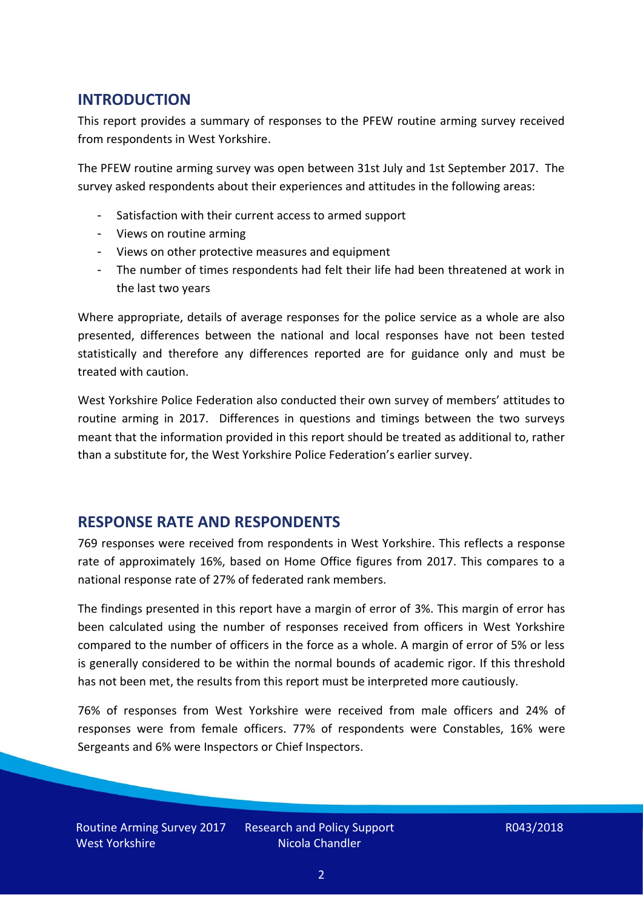## INTRODUCTION

This report provides a summary of responses to the PFEW routine arming survey received from respondents in West Yorkshire.

The PFEW routine arming survey was open between 31st July and 1st September 2017. The survey asked respondents about their experiences and attitudes in the following areas:

- Satisfaction with their current access to armed support
- Views on routine arming
- Views on other protective measures and equipment
- The number of times respondents had felt their life had been threatened at work in the last two years

Where appropriate, details of average responses for the police service as a whole are also presented, differences between the national and local responses have not been tested statistically and therefore any differences reported are for guidance only and must be treated with caution.

West Yorkshire Police Federation also conducted their own survey of members' attitudes to routine arming in 2017. Differences in questions and timings between the two surveys meant that the information provided in this report should be treated as additional to, rather than a substitute for, the West Yorkshire Police Federation's earlier survey.

## RESPONSE RATE AND RESPONDENTS

769 responses were received from respondents in West Yorkshire. This reflects a response rate of approximately 16%, based on Home Office figures from 2017. This compares to a national response rate of 27% of federated rank members.

The findings presented in this report have a margin of error of 3%. This margin of error has been calculated using the number of responses received from officers in West Yorkshire compared to the number of officers in the force as a whole. A margin of error of 5% or less is generally considered to be within the normal bounds of academic rigor. If this threshold has not been met, the results from this report must be interpreted more cautiously.

76% of responses from West Yorkshire were received from male officers and 24% of responses were from female officers. 77% of respondents were Constables, 16% were Sergeants and 6% were Inspectors or Chief Inspectors.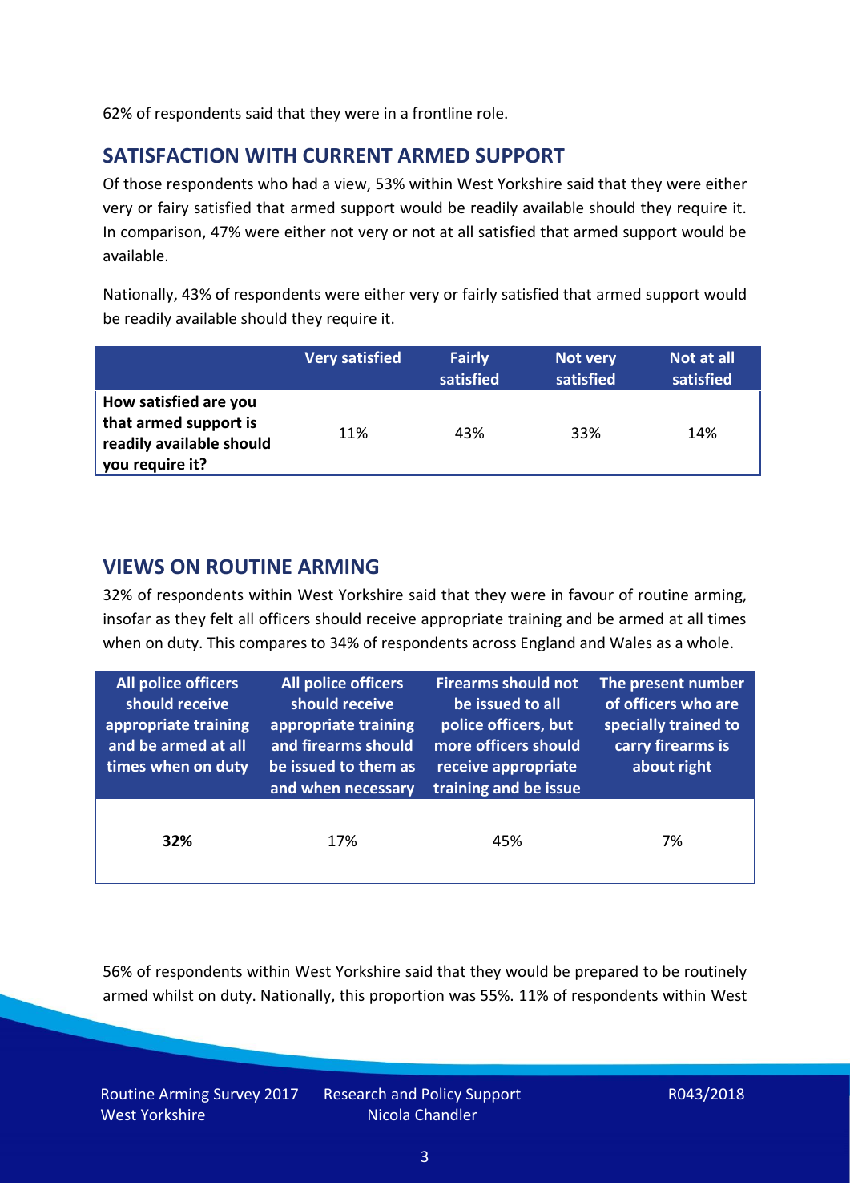62% of respondents said that they were in a frontline role.

## SATISFACTION WITH CURRENT ARMED SUPPORT

Of those respondents who had a view, 53% within West Yorkshire said that they were either very or fairy satisfied that armed support would be readily available should they require it. In comparison, 47% were either not very or not at all satisfied that armed support would be available.

Nationally, 43% of respondents were either very or fairly satisfied that armed support would be readily available should they require it.

| | Very satisfied | Fairly satisfied | Not very satisfied | Not at all satisfied |
|---|---|---|---|---|
| **How satisfied are you that armed support is readily available should you require it?** | 11% | 43% | 33% | 14% |

## VIEWS ON ROUTINE ARMING

32% of respondents within West Yorkshire said that they were in favour of routine arming, insofar as they felt all officers should receive appropriate training and be armed at all times when on duty. This compares to 34% of respondents across England and Wales as a whole.

| All police officers should receive appropriate training and be armed at all times when on duty | All police officers should receive appropriate training and firearms should be issued to them as and when necessary | Firearms should not be issued to all police officers, but more officers should receive appropriate training and be issue | The present number of officers who are specially trained to carry firearms is about right |
|---|---|---|---|
| **32%** | 17% | 45% | 7% |

56% of respondents within West Yorkshire said that they would be prepared to be routinely armed whilst on duty. Nationally, this proportion was 55%. 11% of respondents within West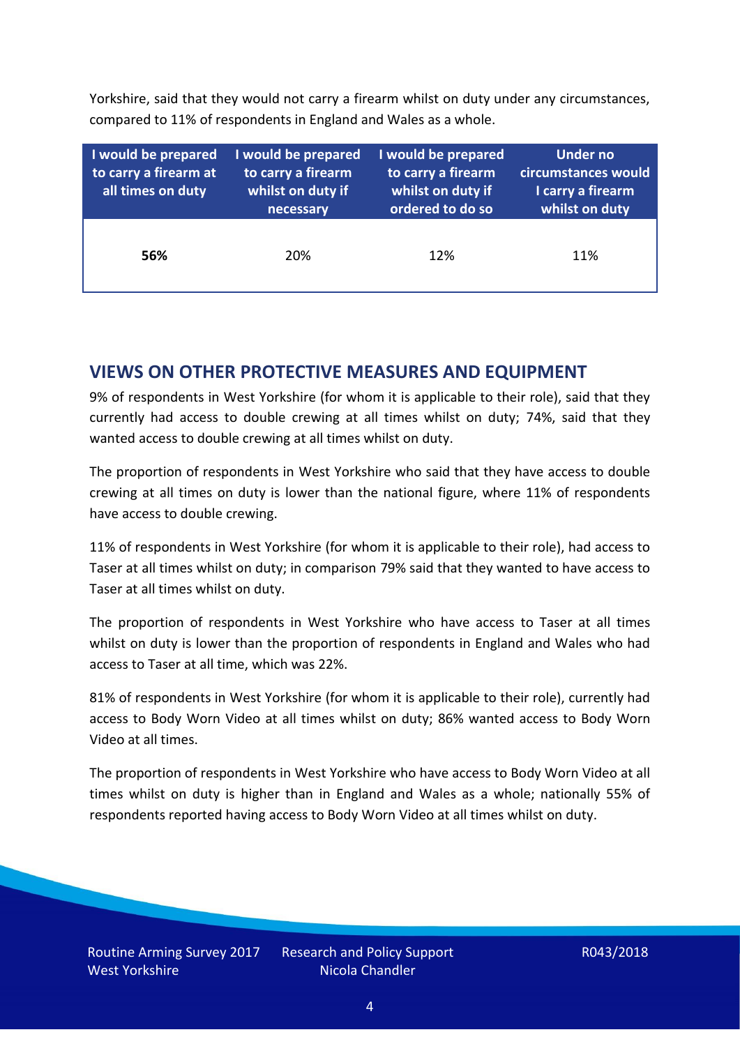Yorkshire, said that they would not carry a firearm whilst on duty under any circumstances, compared to 11% of respondents in England and Wales as a whole.

| I would be prepared to carry a firearm at all times on duty | I would be prepared to carry a firearm whilst on duty if necessary | I would be prepared to carry a firearm whilst on duty if ordered to do so | Under no circumstances would I carry a firearm whilst on duty |
|---|---|---|---|
| **56%** | 20% | 12% | 11% |

## VIEWS ON OTHER PROTECTIVE MEASURES AND EQUIPMENT

9% of respondents in West Yorkshire (for whom it is applicable to their role), said that they currently had access to double crewing at all times whilst on duty; 74%, said that they wanted access to double crewing at all times whilst on duty.

The proportion of respondents in West Yorkshire who said that they have access to double crewing at all times on duty is lower than the national figure, where 11% of respondents have access to double crewing.

11% of respondents in West Yorkshire (for whom it is applicable to their role), had access to Taser at all times whilst on duty; in comparison 79% said that they wanted to have access to Taser at all times whilst on duty.

The proportion of respondents in West Yorkshire who have access to Taser at all times whilst on duty is lower than the proportion of respondents in England and Wales who had access to Taser at all time, which was 22%.

81% of respondents in West Yorkshire (for whom it is applicable to their role), currently had access to Body Worn Video at all times whilst on duty; 86% wanted access to Body Worn Video at all times.

The proportion of respondents in West Yorkshire who have access to Body Worn Video at all times whilst on duty is higher than in England and Wales as a whole; nationally 55% of respondents reported having access to Body Worn Video at all times whilst on duty.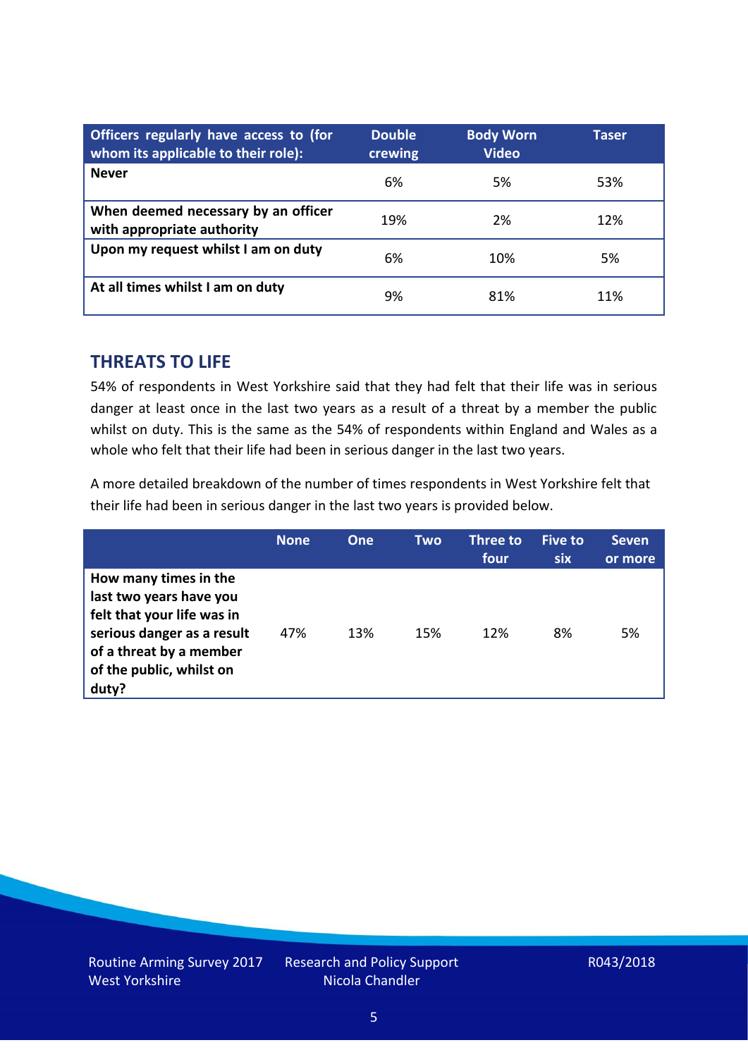| Officers regularly have access to (for whom its applicable to their role): | Double crewing | Body Worn Video | Taser |
|---|---|---|---|
| **Never** | 6% | 5% | 53% |
| **When deemed necessary by an officer with appropriate authority** | 19% | 2% | 12% |
| **Upon my request whilst I am on duty** | 6% | 10% | 5% |
| **At all times whilst I am on duty** | 9% | 81% | 11% |

## THREATS TO LIFE

54% of respondents in West Yorkshire said that they had felt that their life was in serious danger at least once in the last two years as a result of a threat by a member the public whilst on duty. This is the same as the 54% of respondents within England and Wales as a whole who felt that their life had been in serious danger in the last two years.

A more detailed breakdown of the number of times respondents in West Yorkshire felt that their life had been in serious danger in the last two years is provided below.

| | None | One | Two | Three to four | Five to six | Seven or more |
|---|---|---|---|---|---|---|
| **How many times in the last two years have you felt that your life was in serious danger as a result of a threat by a member of the public, whilst on duty?** | 47% | 13% | 15% | 12% | 8% | 5% |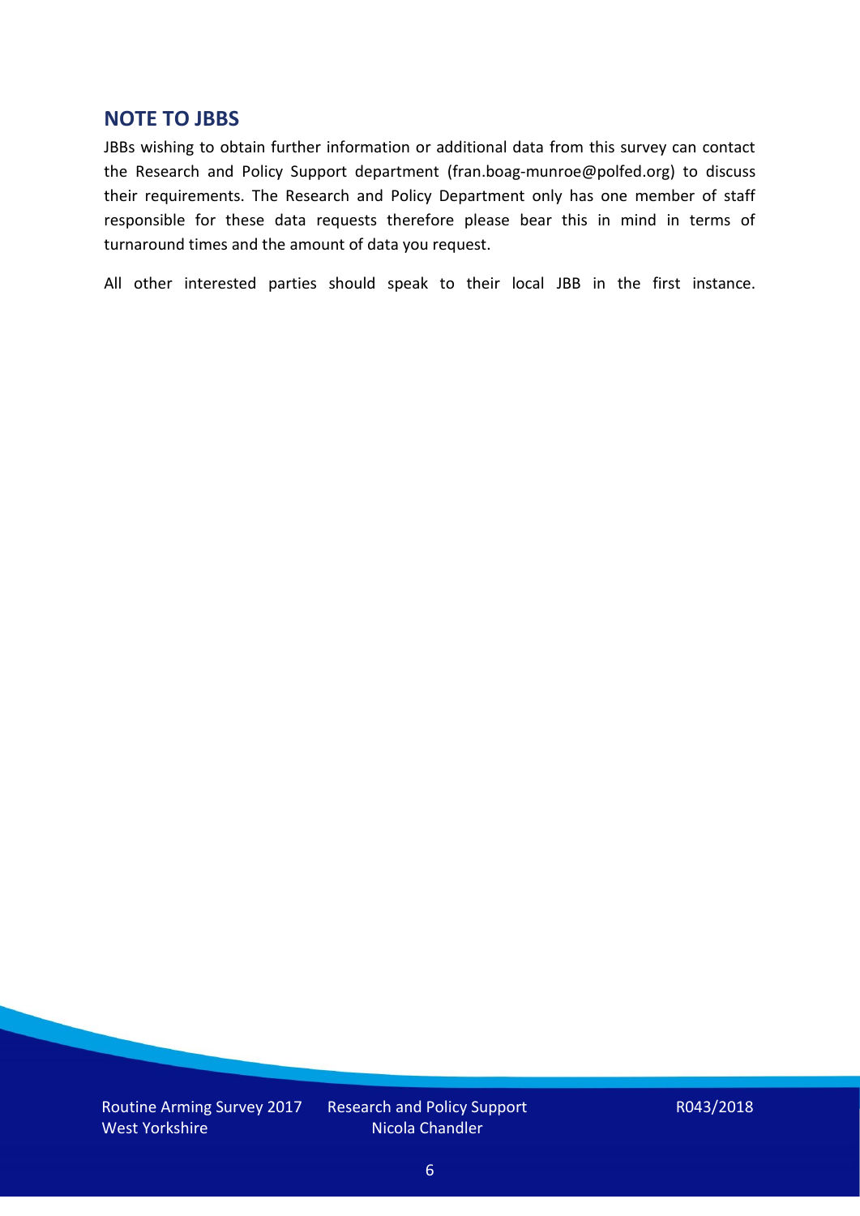## NOTE TO JBBS

JBBs wishing to obtain further information or additional data from this survey can contact the Research and Policy Support department (fran.boag-munroe@polfed.org) to discuss their requirements. The Research and Policy Department only has one member of staff responsible for these data requests therefore please bear this in mind in terms of turnaround times and the amount of data you request.

All other interested parties should speak to their local JBB in the first instance.